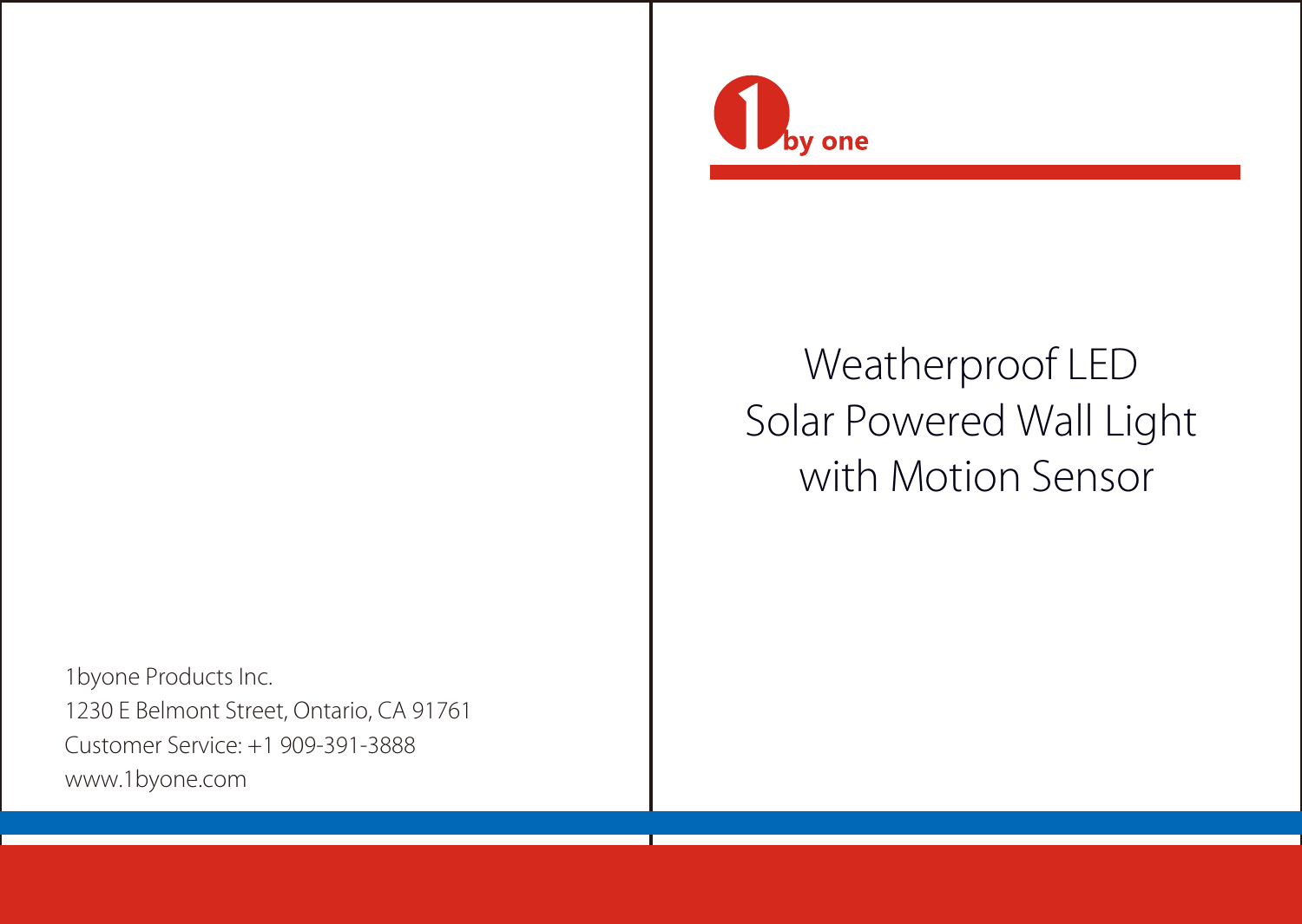1byone Products Inc.
1230 E Belmont Street, Ontario, CA 91761
Customer Service: +1 909-391-3888
www.1byone.com

1 by one

# Weatherproof LED Solar Powered Wall Light with Motion Sensor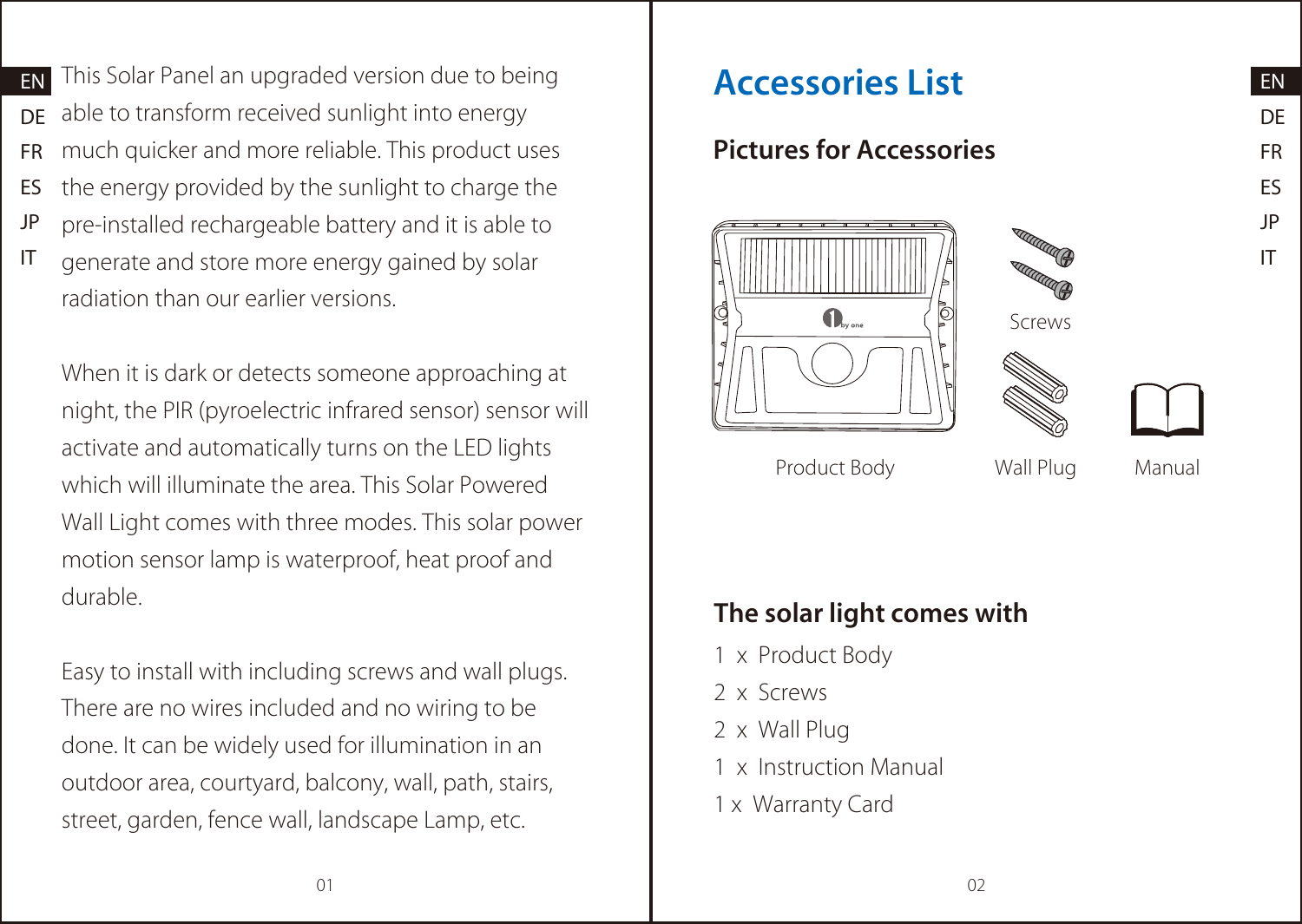This Solar Panel an upgraded version due to being able to transform received sunlight into energy much quicker and more reliable. This product uses the energy provided by the sunlight to charge the pre-installed rechargeable battery and it is able to generate and store more energy gained by solar radiation than our earlier versions.

When it is dark or detects someone approaching at night, the PIR (pyroelectric infrared sensor) sensor will activate and automatically turns on the LED lights which will illuminate the area. This Solar Powered Wall Light comes with three modes. This solar power motion sensor lamp is waterproof, heat proof and durable.

Easy to install with including screws and wall plugs. There are no wires included and no wiring to be done. It can be widely used for illumination in an outdoor area, courtyard, balcony, wall, path, stairs, street, garden, fence wall, landscape Lamp, etc.

# Accessories List

## Pictures for Accessories

Product Body

Screws

Wall Plug

Manual

## The solar light comes with

1 x Product Body
2 x Screws
2 x Wall Plug
1 x Instruction Manual
1 x Warranty Card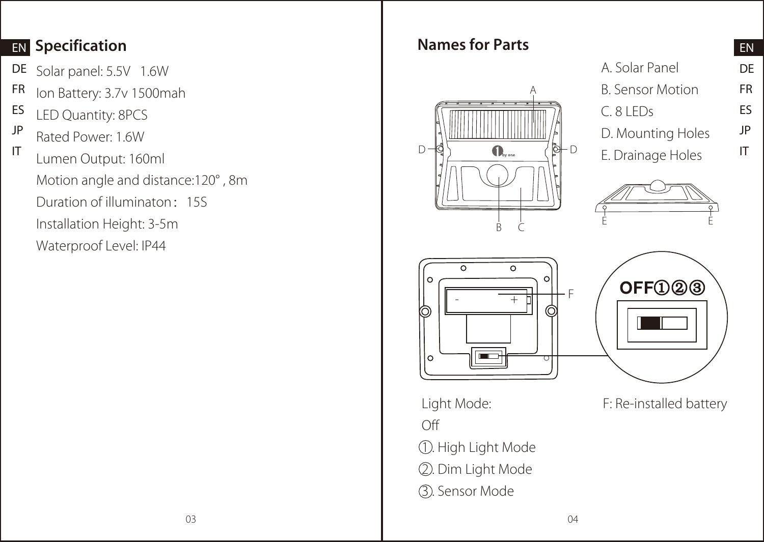## Specification

Solar panel: 5.5V 1.6W

Ion Battery: 3.7v 1500mah

LED Quantity: 8PCS

Rated Power: 1.6W

Lumen Output: 160ml

Motion angle and distance:120° , 8m

Duration of illuminaton： 15S

Installation Height: 3-5m

Waterproof Level: IP44

## Names for Parts

A. Solar Panel

B. Sensor Motion

C. 8 LEDs

D. Mounting Holes

E. Drainage Holes

OFF①②③

Light Mode:

Off

①. High Light Mode

②. Dim Light Mode

③. Sensor Mode

F: Re-installed battery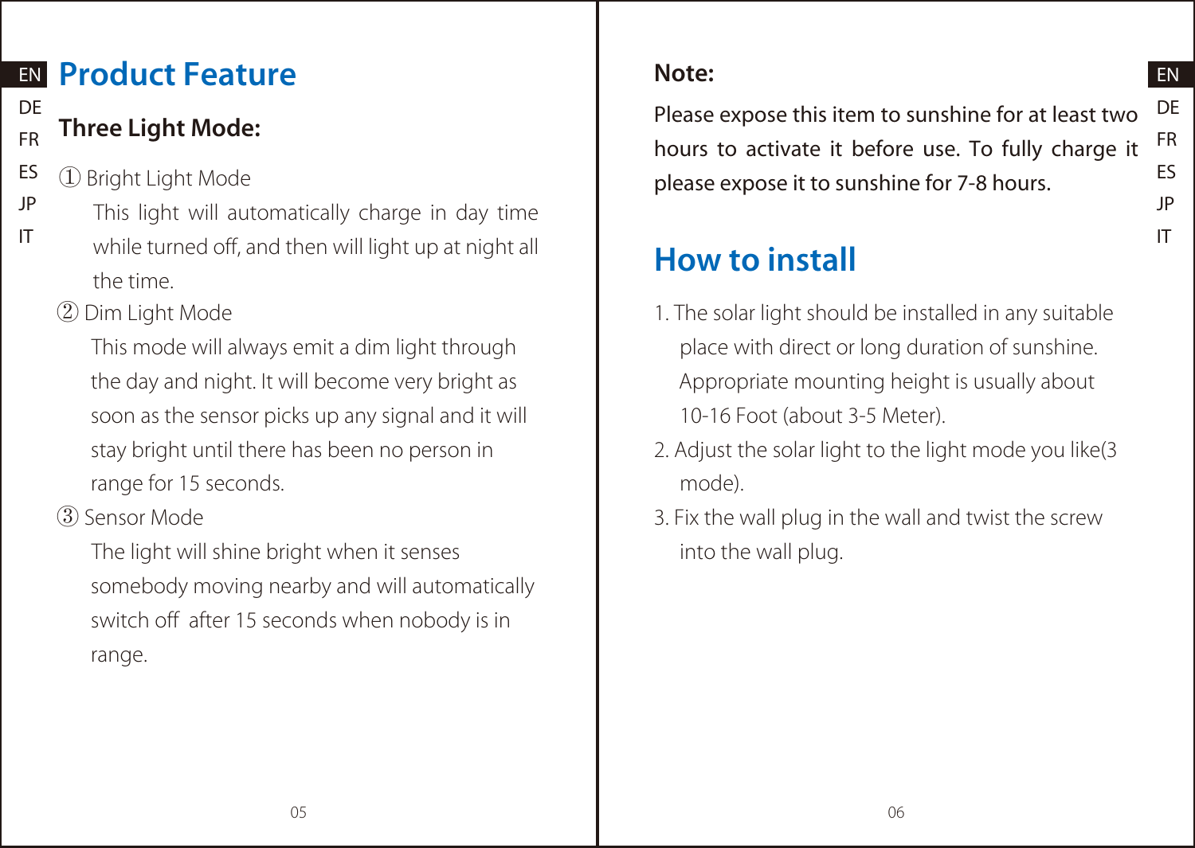# Product Feature

## Three Light Mode:

① Bright Light Mode

This light will automatically charge in day time while turned off, and then will light up at night all the time.

② Dim Light Mode

This mode will always emit a dim light through the day and night. It will become very bright as soon as the sensor picks up any signal and it will stay bright until there has been no person in range for 15 seconds.

③ Sensor Mode

The light will shine bright when it senses somebody moving nearby and will automatically switch off after 15 seconds when nobody is in range.

**Note:**

Please expose this item to sunshine for at least two hours to activate it before use. To fully charge it please expose it to sunshine for 7-8 hours.

# How to install

1. The solar light should be installed in any suitable place with direct or long duration of sunshine. Appropriate mounting height is usually about 10-16 Foot (about 3-5 Meter).
2. Adjust the solar light to the light mode you like(3 mode).
3. Fix the wall plug in the wall and twist the screw into the wall plug.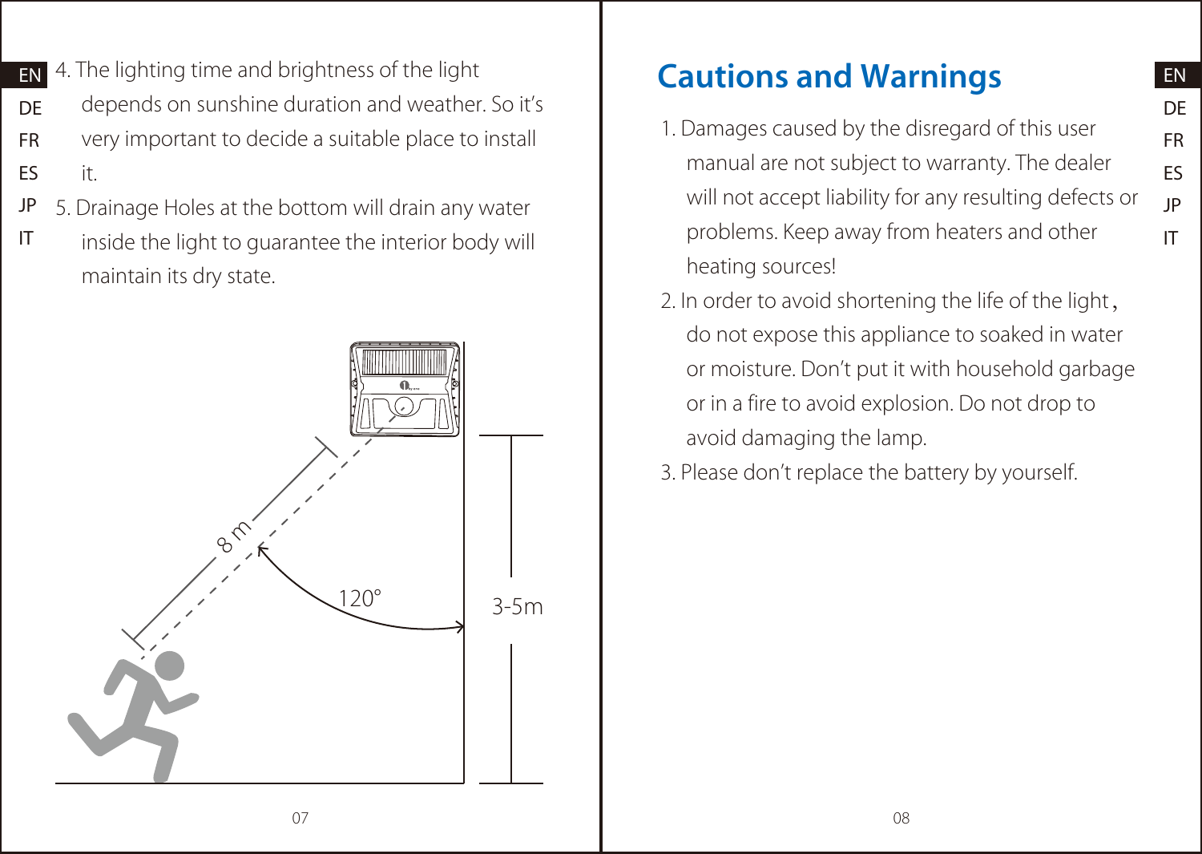4. The lighting time and brightness of the light depends on sunshine duration and weather. So it's very important to decide a suitable place to install it.
5. Drainage Holes at the bottom will drain any water inside the light to guarantee the interior body will maintain its dry state.

8 m

120°

3-5m

## Cautions and Warnings

1. Damages caused by the disregard of this user manual are not subject to warranty. The dealer will not accept liability for any resulting defects or problems. Keep away from heaters and other heating sources!
2. In order to avoid shortening the life of the light, do not expose this appliance to soaked in water or moisture. Don't put it with household garbage or in a fire to avoid explosion. Do not drop to avoid damaging the lamp.
3. Please don't replace the battery by yourself.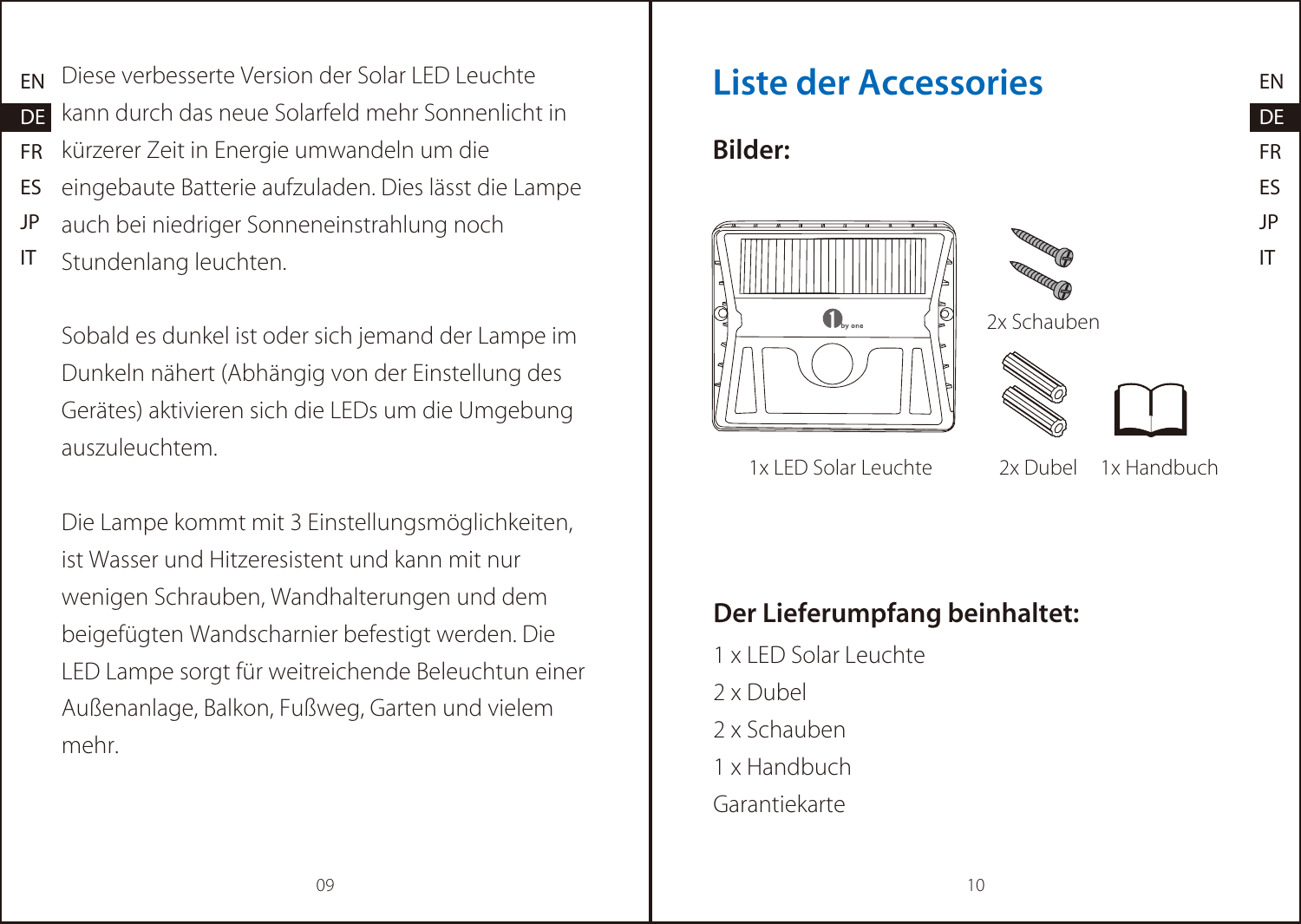Diese verbesserte Version der Solar LED Leuchte kann durch das neue Solarfeld mehr Sonnenlicht in kürzerer Zeit in Energie umwandeln um die eingebaute Batterie aufzuladen. Dies lässt die Lampe auch bei niedriger Sonneneinstrahlung noch Stundenlang leuchten.

Sobald es dunkel ist oder sich jemand der Lampe im Dunkeln nähert (Abhängig von der Einstellung des Gerätes) aktivieren sich die LEDs um die Umgebung auszuleuchtem.

Die Lampe kommt mit 3 Einstellungsmöglichkeiten, ist Wasser und Hitzeresistent und kann mit nur wenigen Schrauben, Wandhalterungen und dem beigefügten Wandscharnier befestigt werden. Die LED Lampe sorgt für weitreichende Beleuchtun einer Außenanlage, Balkon, Fußweg, Garten und vielem mehr.

# Liste der Accessories

**Bilder:**

2x Schauben

1x LED Solar Leuchte

2x Dubel

1x Handbuch

## Der Lieferumpfang beinhaltet:

1 x LED Solar Leuchte

2 x Dubel

2 x Schauben

1 x Handbuch

Garantiekarte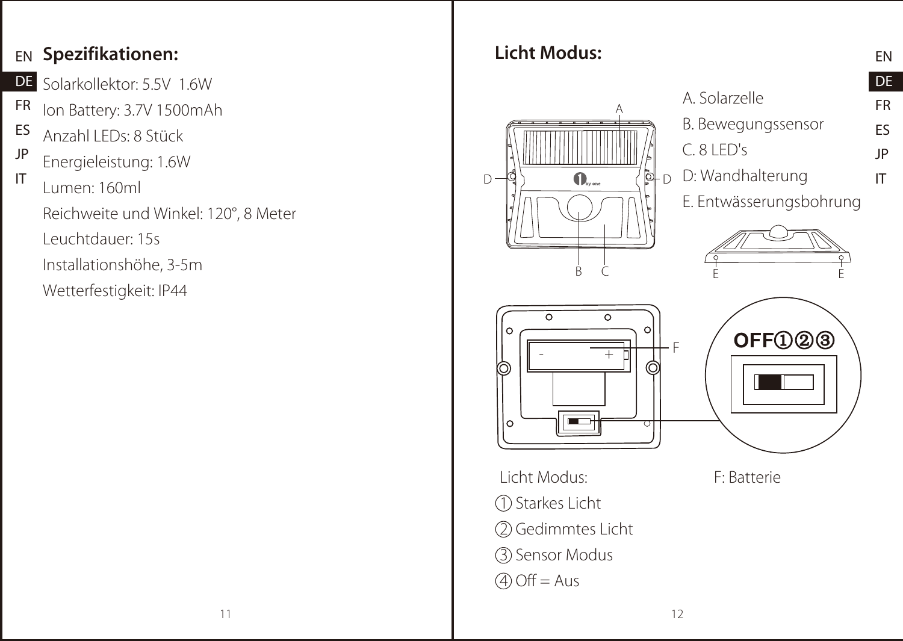## Spezifikationen:

Solarkollektor: 5.5V 1.6W

Ion Battery: 3.7V 1500mAh

Anzahl LEDs: 8 Stück

Energieleistung: 1.6W

Lumen: 160ml

Reichweite und Winkel: 120°, 8 Meter

Leuchtdauer: 15s

Installationshöhe, 3-5m

Wetterfestigkeit: IP44

## Licht Modus:

A. Solarzelle

B. Bewegungssensor

C. 8 LED's

D: Wandhalterung

E. Entwässerungsbohrung

Licht Modus:

① Starkes Licht

② Gedimmtes Licht

③ Sensor Modus

④ Off = Aus

F: Batterie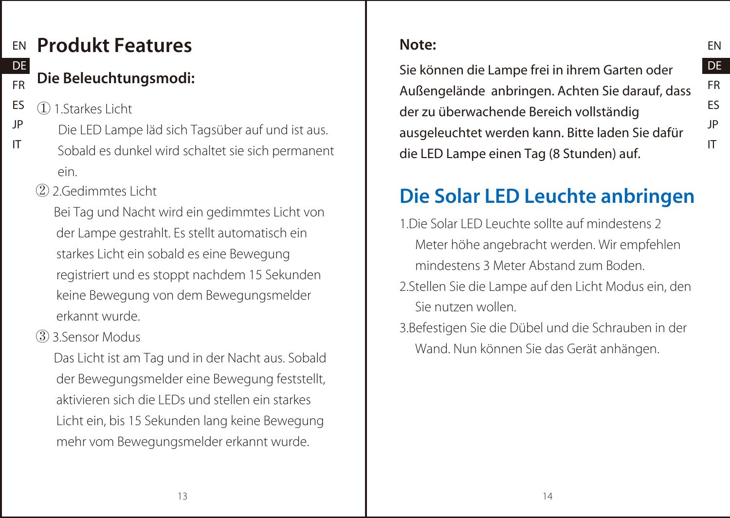# Produkt Features

## Die Beleuchtungsmodi:

① 1.Starkes Licht

Die LED Lampe läd sich Tagsüber auf und ist aus. Sobald es dunkel wird schaltet sie sich permanent ein.

② 2.Gedimmtes Licht

Bei Tag und Nacht wird ein gedimmtes Licht von der Lampe gestrahlt. Es stellt automatisch ein starkes Licht ein sobald es eine Bewegung registriert und es stoppt nachdem 15 Sekunden keine Bewegung von dem Bewegungsmelder erkannt wurde.

③ 3.Sensor Modus

Das Licht ist am Tag und in der Nacht aus. Sobald der Bewegungsmelder eine Bewegung feststellt, aktivieren sich die LEDs und stellen ein starkes Licht ein, bis 15 Sekunden lang keine Bewegung mehr vom Bewegungsmelder erkannt wurde.

**Note:**

Sie können die Lampe frei in ihrem Garten oder Außengelände anbringen. Achten Sie darauf, dass der zu überwachende Bereich vollständig ausgeleuchtet werden kann. Bitte laden Sie dafür die LED Lampe einen Tag (8 Stunden) auf.

# Die Solar LED Leuchte anbringen

1.Die Solar LED Leuchte sollte auf mindestens 2 Meter höhe angebracht werden. Wir empfehlen mindestens 3 Meter Abstand zum Boden.

2.Stellen Sie die Lampe auf den Licht Modus ein, den Sie nutzen wollen.

3.Befestigen Sie die Dübel und die Schrauben in der Wand. Nun können Sie das Gerät anhängen.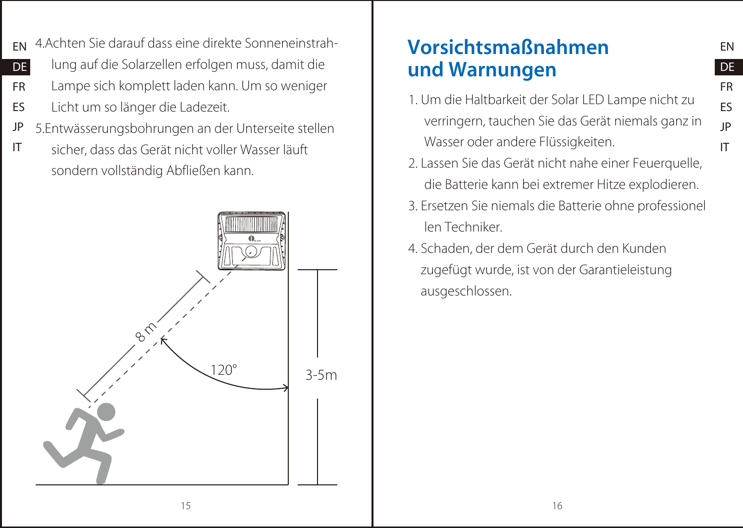4.Achten Sie darauf dass eine direkte Sonneneinstrahlung auf die Solarzellen erfolgen muss, damit die Lampe sich komplett laden kann. Um so weniger Licht um so länger die Ladezeit.

5.Entwässerungsbohrungen an der Unterseite stellen sicher, dass das Gerät nicht voller Wasser läuft sondern vollständig Abfließen kann.

8 m

120°

3-5m

# Vorsichtsmaßnahmen und Warnungen

1. Um die Haltbarkeit der Solar LED Lampe nicht zu verringern, tauchen Sie das Gerät niemals ganz in Wasser oder andere Flüssigkeiten.
2. Lassen Sie das Gerät nicht nahe einer Feuerquelle, die Batterie kann bei extremer Hitze explodieren.
3. Ersetzen Sie niemals die Batterie ohne professionellen Techniker.
4. Schaden, der dem Gerät durch den Kunden zugefügt wurde, ist von der Garantieleistung ausgeschlossen.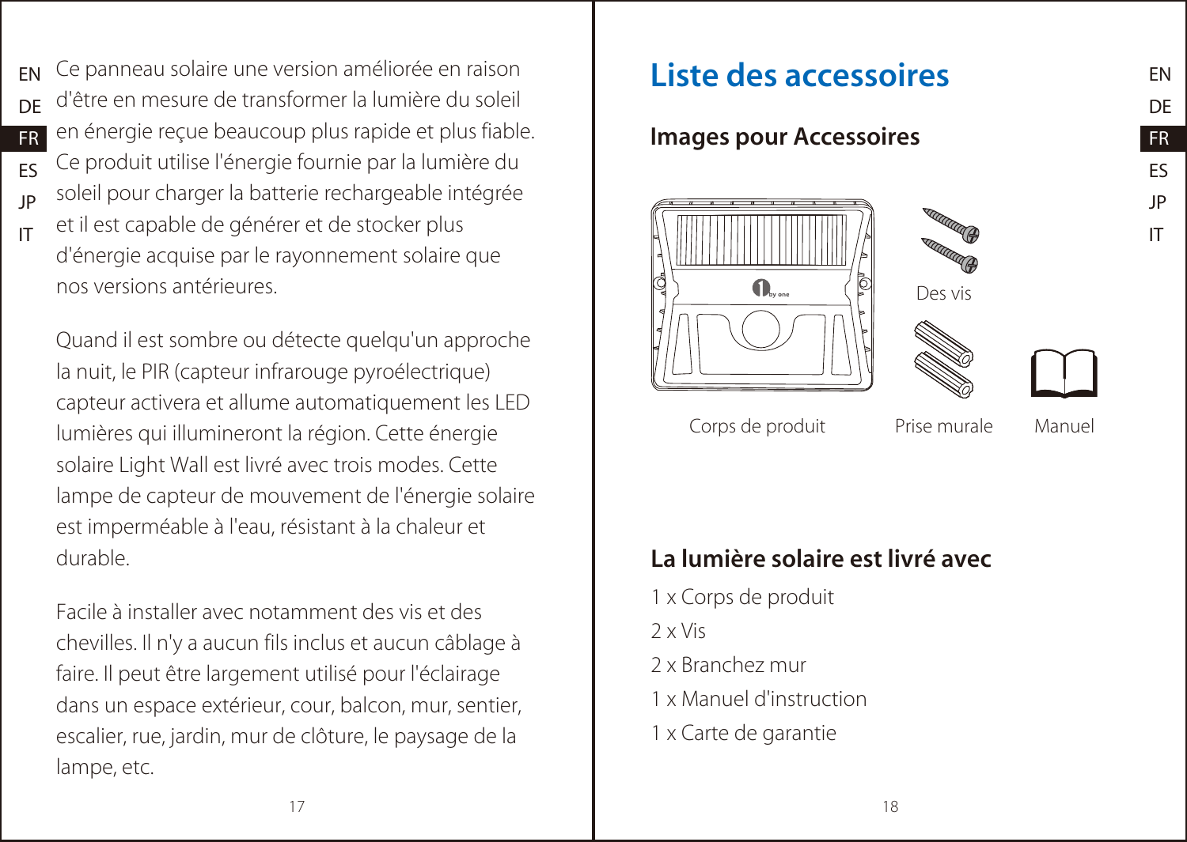Ce panneau solaire une version améliorée en raison d'être en mesure de transformer la lumière du soleil en énergie reçue beaucoup plus rapide et plus fiable. Ce produit utilise l'énergie fournie par la lumière du soleil pour charger la batterie rechargeable intégrée et il est capable de générer et de stocker plus d'énergie acquise par le rayonnement solaire que nos versions antérieures.

Quand il est sombre ou détecte quelqu'un approche la nuit, le PIR (capteur infrarouge pyroélectrique) capteur activera et allume automatiquement les LED lumières qui illumineront la région. Cette énergie solaire Light Wall est livré avec trois modes. Cette lampe de capteur de mouvement de l'énergie solaire est imperméable à l'eau, résistant à la chaleur et durable.

Facile à installer avec notamment des vis et des chevilles. Il n'y a aucun fils inclus et aucun câblage à faire. Il peut être largement utilisé pour l'éclairage dans un espace extérieur, cour, balcon, mur, sentier, escalier, rue, jardin, mur de clôture, le paysage de la lampe, etc.

# Liste des accessoires

## Images pour Accessoires

Corps de produit

Des vis

Prise murale

Manuel

## La lumière solaire est livré avec

1 x Corps de produit

2 x Vis

2 x Branchez mur

1 x Manuel d'instruction

1 x Carte de garantie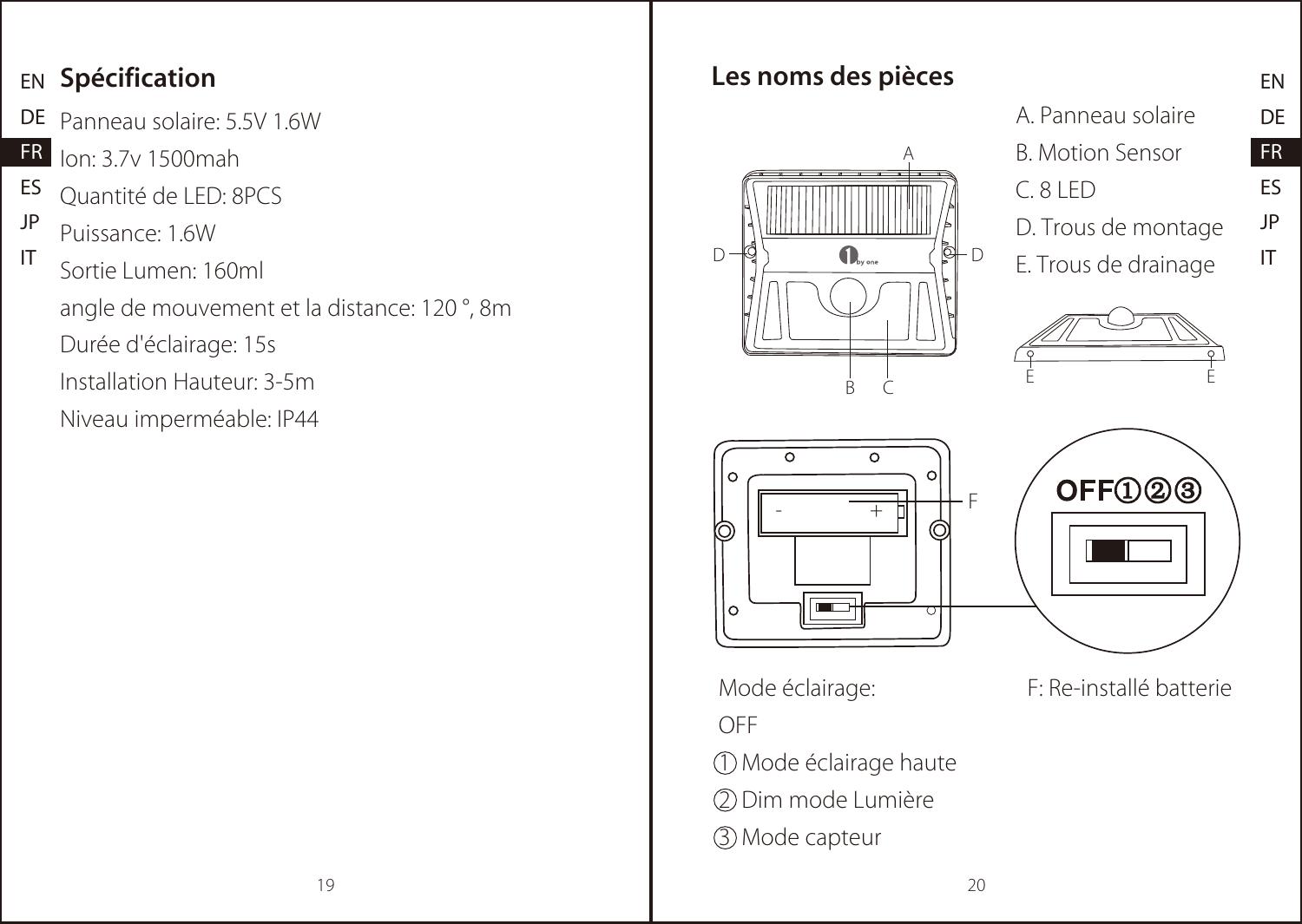## Spécification

Panneau solaire: 5.5V 1.6W

Ion: 3.7v 1500mah

Quantité de LED: 8PCS

Puissance: 1.6W

Sortie Lumen: 160ml

angle de mouvement et la distance: 120 °, 8m

Durée d'éclairage: 15s

Installation Hauteur: 3-5m

Niveau imperméable: IP44

## Les noms des pièces

A. Panneau solaire

B. Motion Sensor

C. 8 LED

D. Trous de montage

E. Trous de drainage

F: Re-installé batterie

OFF①②③

Mode éclairage:

OFF

① Mode éclairage haute

② Dim mode Lumière

③ Mode capteur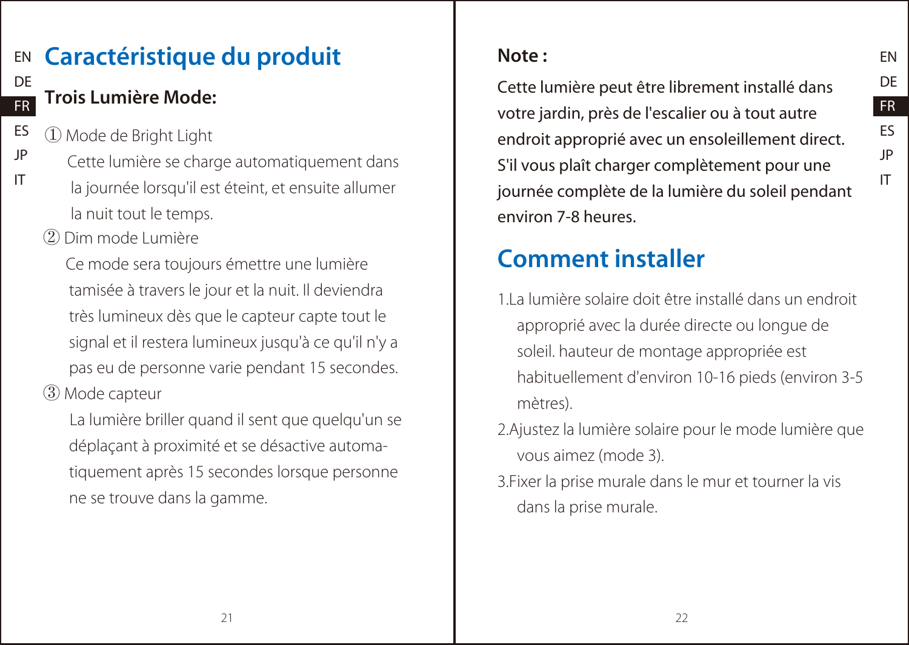# Caractéristique du produit

**Trois Lumière Mode:**

① Mode de Bright Light

Cette lumière se charge automatiquement dans la journée lorsqu'il est éteint, et ensuite allumer la nuit tout le temps.

② Dim mode Lumière

Ce mode sera toujours émettre une lumière tamisée à travers le jour et la nuit. Il deviendra très lumineux dès que le capteur capte tout le signal et il restera lumineux jusqu'à ce qu'il n'y a pas eu de personne varie pendant 15 secondes.

③ Mode capteur

La lumière briller quand il sent que quelqu'un se déplaçant à proximité et se désactive automatiquement après 15 secondes lorsque personne ne se trouve dans la gamme.

**Note :**

Cette lumière peut être librement installé dans votre jardin, près de l'escalier ou à tout autre endroit approprié avec un ensoleillement direct. S'il vous plaît charger complètement pour une journée complète de la lumière du soleil pendant environ 7-8 heures.

# Comment installer

1.La lumière solaire doit être installé dans un endroit approprié avec la durée directe ou longue de soleil. hauteur de montage appropriée est habituellement d'environ 10-16 pieds (environ 3-5 mètres).

2.Ajustez la lumière solaire pour le mode lumière que vous aimez (mode 3).

3.Fixer la prise murale dans le mur et tourner la vis dans la prise murale.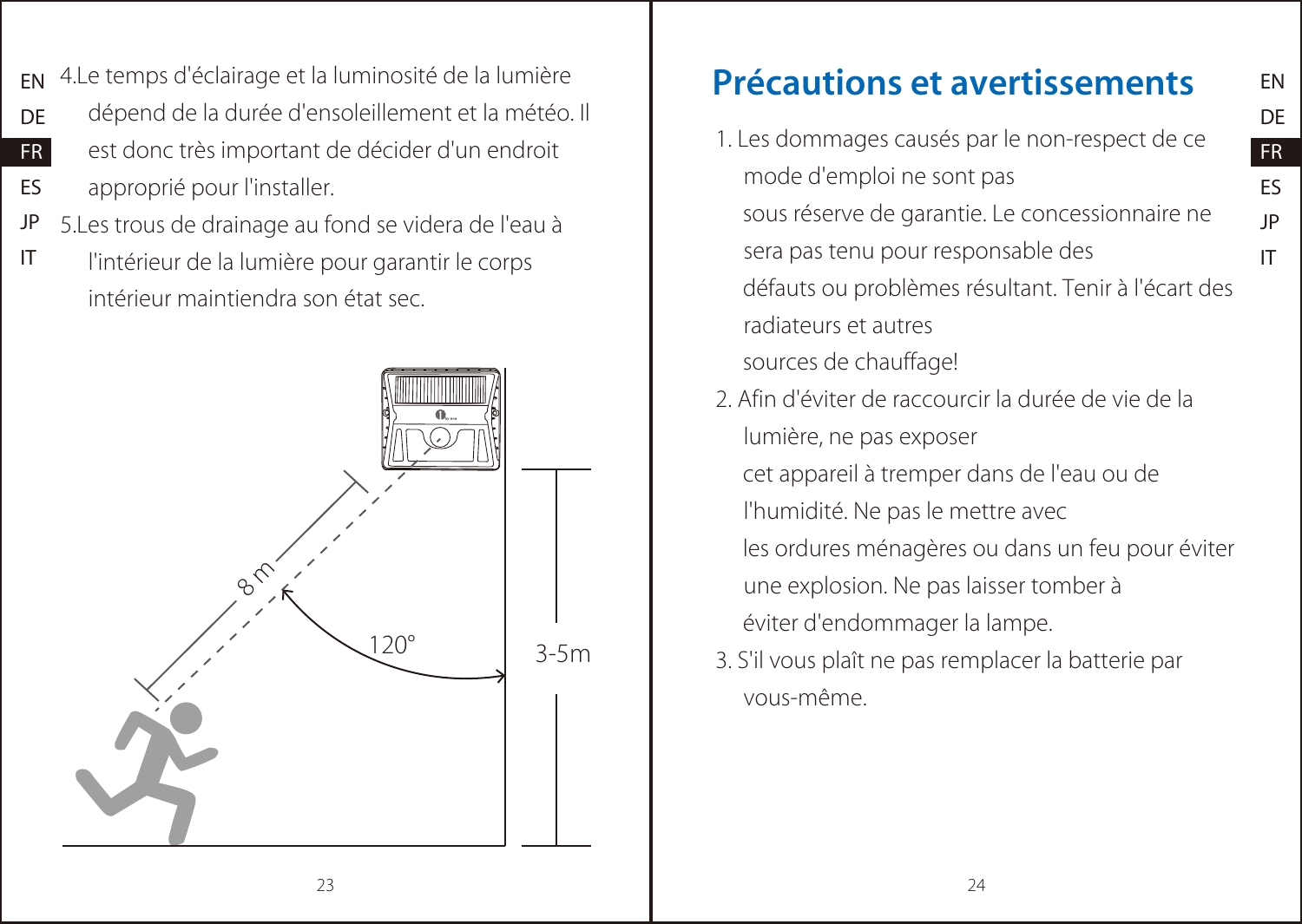4.Le temps d'éclairage et la luminosité de la lumière dépend de la durée d'ensoleillement et la météo. Il est donc très important de décider d'un endroit approprié pour l'installer.

5.Les trous de drainage au fond se videra de l'eau à l'intérieur de la lumière pour garantir le corps intérieur maintiendra son état sec.

8 m

120°

3-5m

# Précautions et avertissements

1. Les dommages causés par le non-respect de ce mode d'emploi ne sont pas sous réserve de garantie. Le concessionnaire ne sera pas tenu pour responsable des défauts ou problèmes résultant. Tenir à l'écart des radiateurs et autres sources de chauffage!
2. Afin d'éviter de raccourcir la durée de vie de la lumière, ne pas exposer cet appareil à tremper dans de l'eau ou de l'humidité. Ne pas le mettre avec les ordures ménagères ou dans un feu pour éviter une explosion. Ne pas laisser tomber à éviter d'endommager la lampe.
3. S'il vous plaît ne pas remplacer la batterie par vous-même.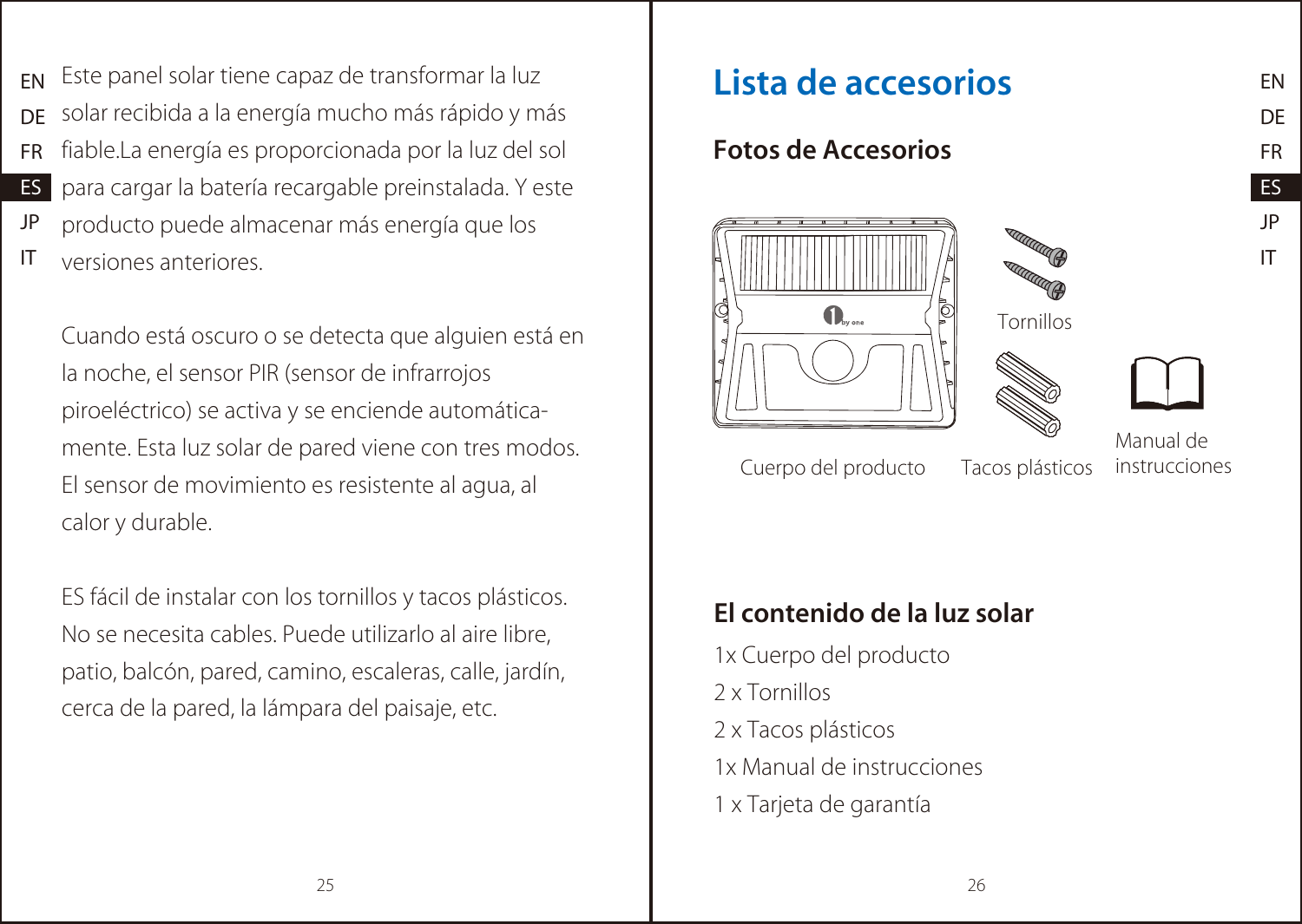Este panel solar tiene capaz de transformar la luz solar recibida a la energía mucho más rápido y más fiable.La energía es proporcionada por la luz del sol para cargar la batería recargable preinstalada. Y este producto puede almacenar más energía que los versiones anteriores.

Cuando está oscuro o se detecta que alguien está en la noche, el sensor PIR (sensor de infrarrojos piroeléctrico) se activa y se enciende automáticamente. Esta luz solar de pared viene con tres modos. El sensor de movimiento es resistente al agua, al calor y durable.

ES fácil de instalar con los tornillos y tacos plásticos. No se necesita cables. Puede utilizarlo al aire libre, patio, balcón, pared, camino, escaleras, calle, jardín, cerca de la pared, la lámpara del paisaje, etc.

# Lista de accesorios

## Fotos de Accesorios

Cuerpo del producto

Tornillos

Tacos plásticos

Manual de instrucciones

## El contenido de la luz solar

1x Cuerpo del producto

2 x Tornillos

2 x Tacos plásticos

1x Manual de instrucciones

1 x Tarjeta de garantía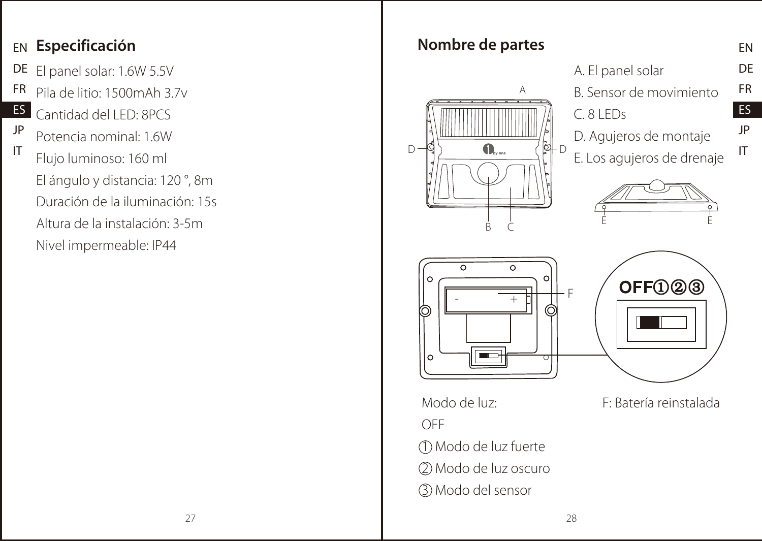## Especificación

El panel solar: 1.6W 5.5V

Pila de litio: 1500mAh 3.7v

Cantidad del LED: 8PCS

Potencia nominal: 1.6W

Flujo luminoso: 160 ml

El ángulo y distancia: 120 °, 8m

Duración de la iluminación: 15s

Altura de la instalación: 3-5m

Nivel impermeable: IP44

## Nombre de partes

A. El panel solar

B. Sensor de movimiento

C. 8 LEDs

D. Agujeros de montaje

E. Los agujeros de drenaje

OFF①②③

Modo de luz:

OFF

① Modo de luz fuerte

② Modo de luz oscuro

③ Modo del sensor

F: Batería reinstalada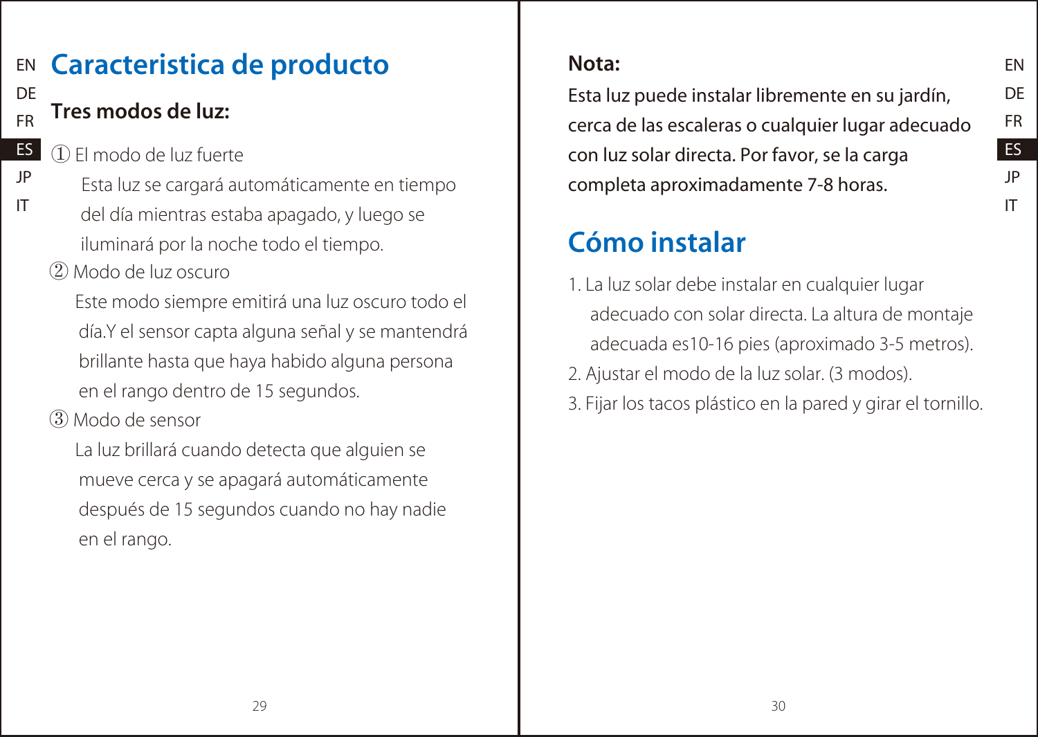# Caracteristica de producto

## Tres modos de luz:

① El modo de luz fuerte

Esta luz se cargará automáticamente en tiempo del día mientras estaba apagado, y luego se iluminará por la noche todo el tiempo.

② Modo de luz oscuro

Este modo siempre emitirá una luz oscuro todo el día.Y el sensor capta alguna señal y se mantendrá brillante hasta que haya habido alguna persona en el rango dentro de 15 segundos.

③ Modo de sensor

La luz brillará cuando detecta que alguien se mueve cerca y se apagará automáticamente después de 15 segundos cuando no hay nadie en el rango.

**Nota:**

**Esta luz puede instalar libremente en su jardín, cerca de las escaleras o cualquier lugar adecuado con luz solar directa. Por favor, se la carga completa aproximadamente 7-8 horas.**

# Cómo instalar

1. La luz solar debe instalar en cualquier lugar adecuado con solar directa. La altura de montaje adecuada es10-16 pies (aproximado 3-5 metros).
2. Ajustar el modo de la luz solar. (3 modos).
3. Fijar los tacos plástico en la pared y girar el tornillo.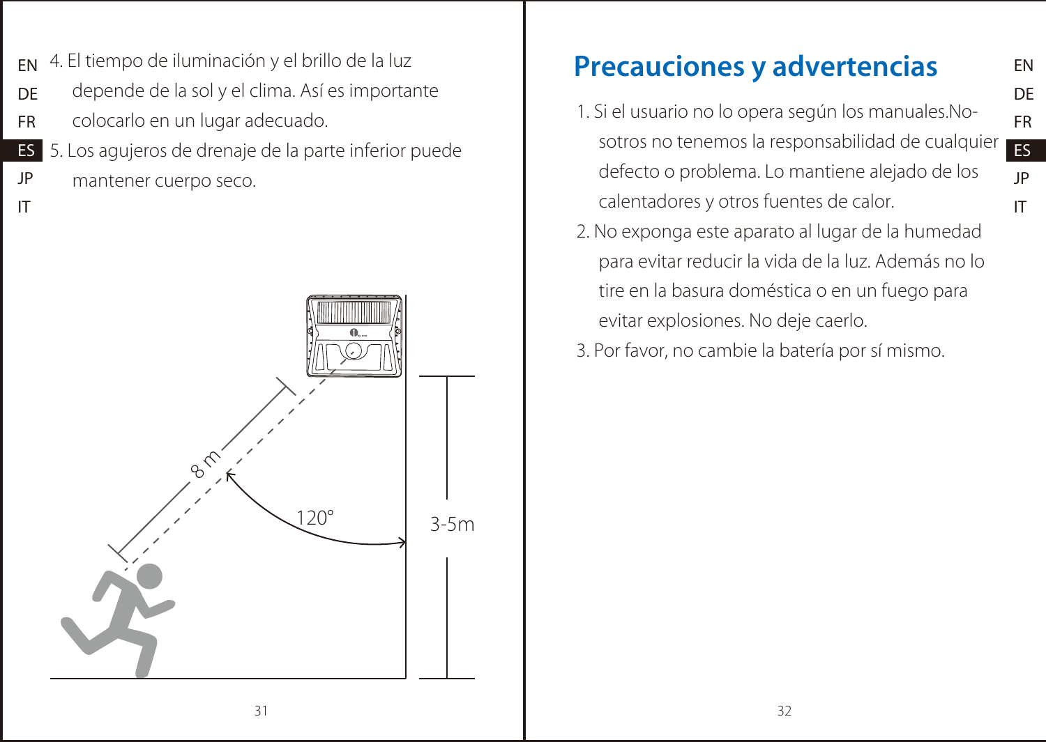4. El tiempo de iluminación y el brillo de la luz depende de la sol y el clima. Así es importante colocarlo en un lugar adecuado.
5. Los agujeros de drenaje de la parte inferior puede mantener cuerpo seco.

8 m

120°

3-5m

## Precauciones y advertencias

1. Si el usuario no lo opera según los manuales.Nosotros no tenemos la responsabilidad de cualquier defecto o problema. Lo mantiene alejado de los calentadores y otros fuentes de calor.
2. No exponga este aparato al lugar de la humedad para evitar reducir la vida de la luz. Además no lo tire en la basura doméstica o en un fuego para evitar explosiones. No deje caerlo.
3. Por favor, no cambie la batería por sí mismo.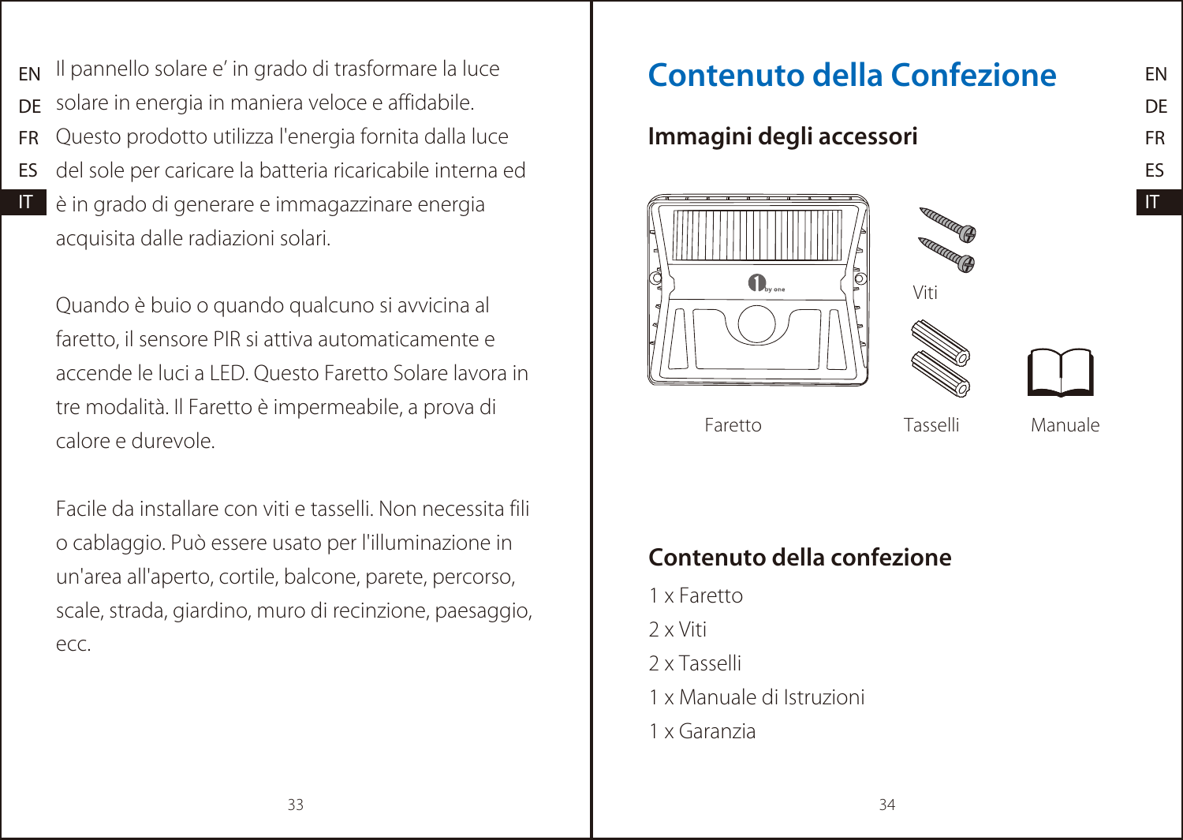Il pannello solare e' in grado di trasformare la luce solare in energia in maniera veloce e affidabile. Questo prodotto utilizza l'energia fornita dalla luce del sole per caricare la batteria ricaricabile interna ed è in grado di generare e immagazzinare energia acquisita dalle radiazioni solari.

Quando è buio o quando qualcuno si avvicina al faretto, il sensore PIR si attiva automaticamente e accende le luci a LED. Questo Faretto Solare lavora in tre modalità. Il Faretto è impermeabile, a prova di calore e durevole.

Facile da installare con viti e tasselli. Non necessita fili o cablaggio. Può essere usato per l'illuminazione in un'area all'aperto, cortile, balcone, parete, percorso, scale, strada, giardino, muro di recinzione, paesaggio, ecc.

# Contenuto della Confezione

## Immagini degli accessori

Faretto

Viti

Tasselli

Manuale

## Contenuto della confezione

1 x Faretto

2 x Viti

2 x Tasselli

1 x Manuale di Istruzioni

1 x Garanzia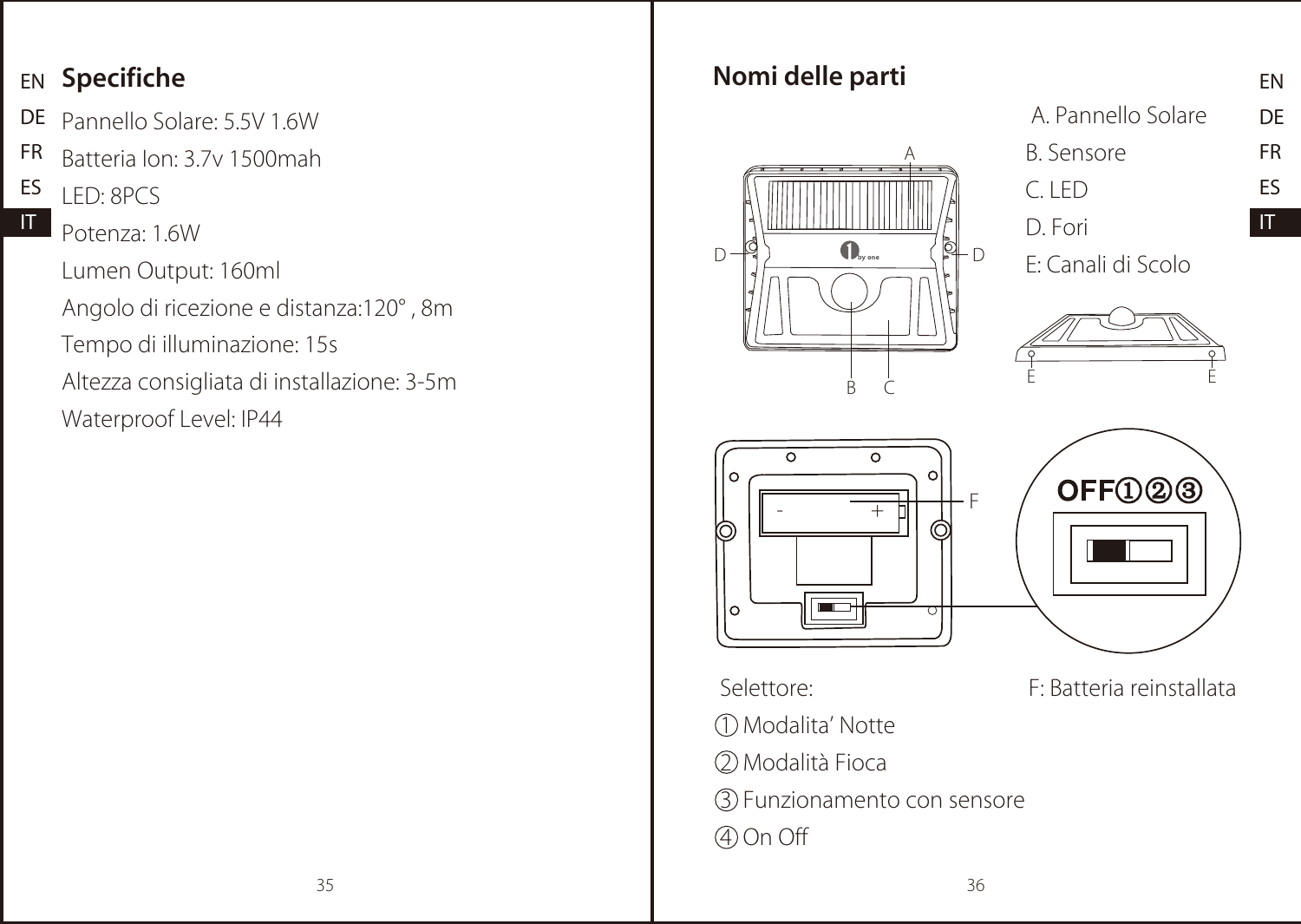## Specifiche

Pannello Solare: 5.5V 1.6W

Batteria Ion: 3.7v 1500mah

LED: 8PCS

Potenza: 1.6W

Lumen Output: 160ml

Angolo di ricezione e distanza:120° , 8m

Tempo di illuminazione: 15s

Altezza consigliata di installazione: 3-5m

Waterproof Level: IP44

## Nomi delle parti

A. Pannello Solare

B. Sensore

C. LED

D. Fori

E: Canali di Scolo

OFF①②③

Selettore:

① Modalita' Notte

② Modalità Fioca

③ Funzionamento con sensore

④ On Off

F: Batteria reinstallata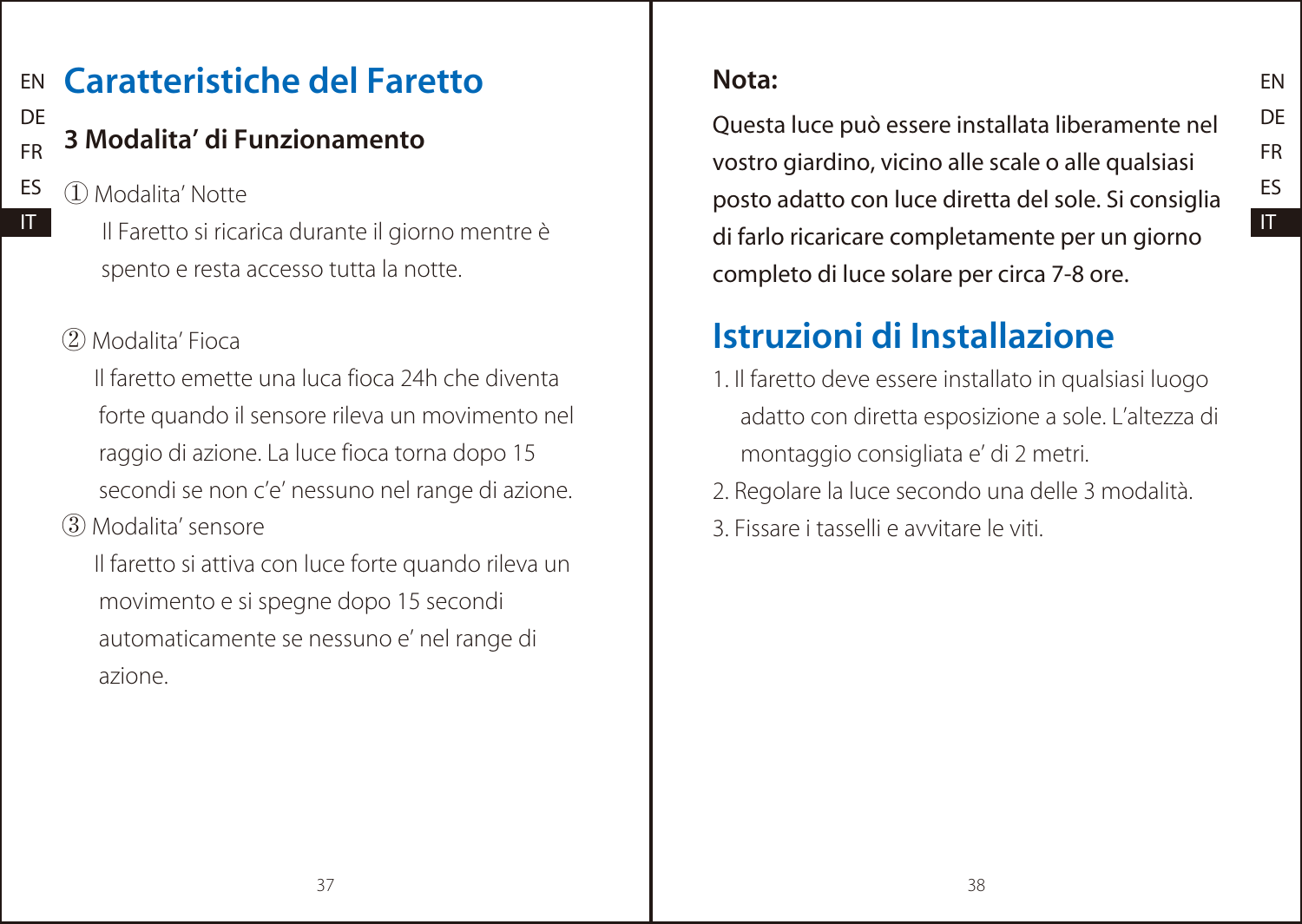# Caratteristiche del Faretto

### 3 Modalita' di Funzionamento

① Modalita' Notte

Il Faretto si ricarica durante il giorno mentre è spento e resta accesso tutta la notte.

② Modalita' Fioca

Il faretto emette una luca fioca 24h che diventa forte quando il sensore rileva un movimento nel raggio di azione. La luce fioca torna dopo 15 secondi se non c'e' nessuno nel range di azione.

③ Modalita' sensore

Il faretto si attiva con luce forte quando rileva un movimento e si spegne dopo 15 secondi automaticamente se nessuno e' nel range di azione.

**Nota:**

Questa luce può essere installata liberamente nel vostro giardino, vicino alle scale o alle qualsiasi posto adatto con luce diretta del sole. Si consiglia di farlo ricaricare completamente per un giorno completo di luce solare per circa 7-8 ore.

# Istruzioni di Installazione

1. Il faretto deve essere installato in qualsiasi luogo adatto con diretta esposizione a sole. L'altezza di montaggio consigliata e' di 2 metri.
2. Regolare la luce secondo una delle 3 modalità.
3. Fissare i tasselli e avvitare le viti.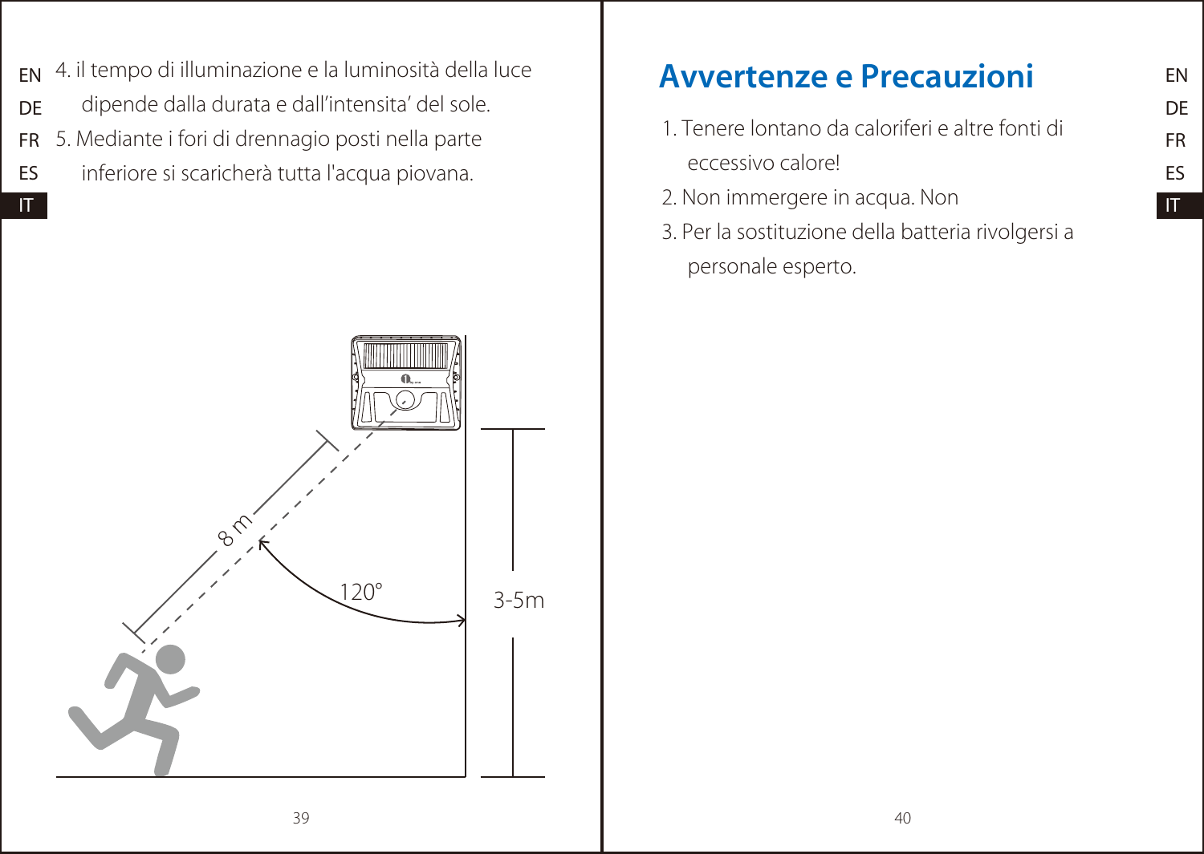4. il tempo di illuminazione e la luminosità della luce dipende dalla durata e dall'intensita' del sole.
5. Mediante i fori di drennagio posti nella parte inferiore si scaricherà tutta l'acqua piovana.

8 m

120°

3-5m

# Avvertenze e Precauzioni

1. Tenere lontano da caloriferi e altre fonti di eccessivo calore!
2. Non immergere in acqua. Non
3. Per la sostituzione della batteria rivolgersi a personale esperto.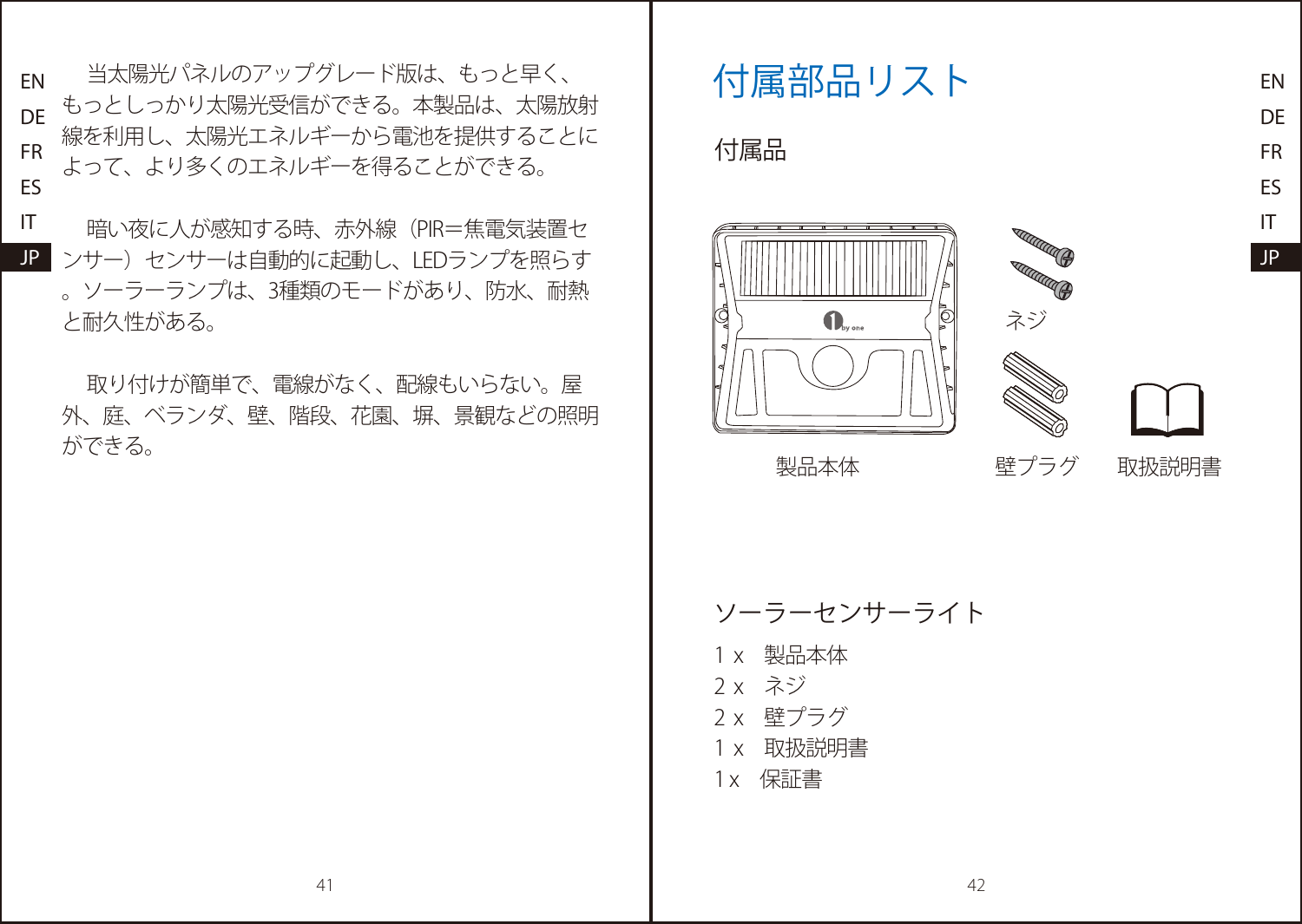当太陽光パネルのアップグレード版は、もっと早く、もっとしっかり太陽光受信ができる。本製品は、太陽放射線を利用し、太陽光エネルギーから電池を提供することによって、より多くのエネルギーを得ることができる。

暗い夜に人が感知する時、赤外線（PIR＝焦電気装置センサー）センサーは自動的に起動し、LEDランプを照らす。ソーラーランプは、3種類のモードがあり、防水、耐熱と耐久性がある。

取り付けが簡単で、電線がなく、配線もいらない。屋外、庭、ベランダ、壁、階段、花園、塀、景観などの照明ができる。

# 付属部品リスト

## 付属品

製品本体　ネジ　壁プラグ　取扱説明書

## ソーラーセンサーライト

1 x　製品本体
2 x　ネジ
2 x　壁プラグ
1 x　取扱説明書
1 x　保証書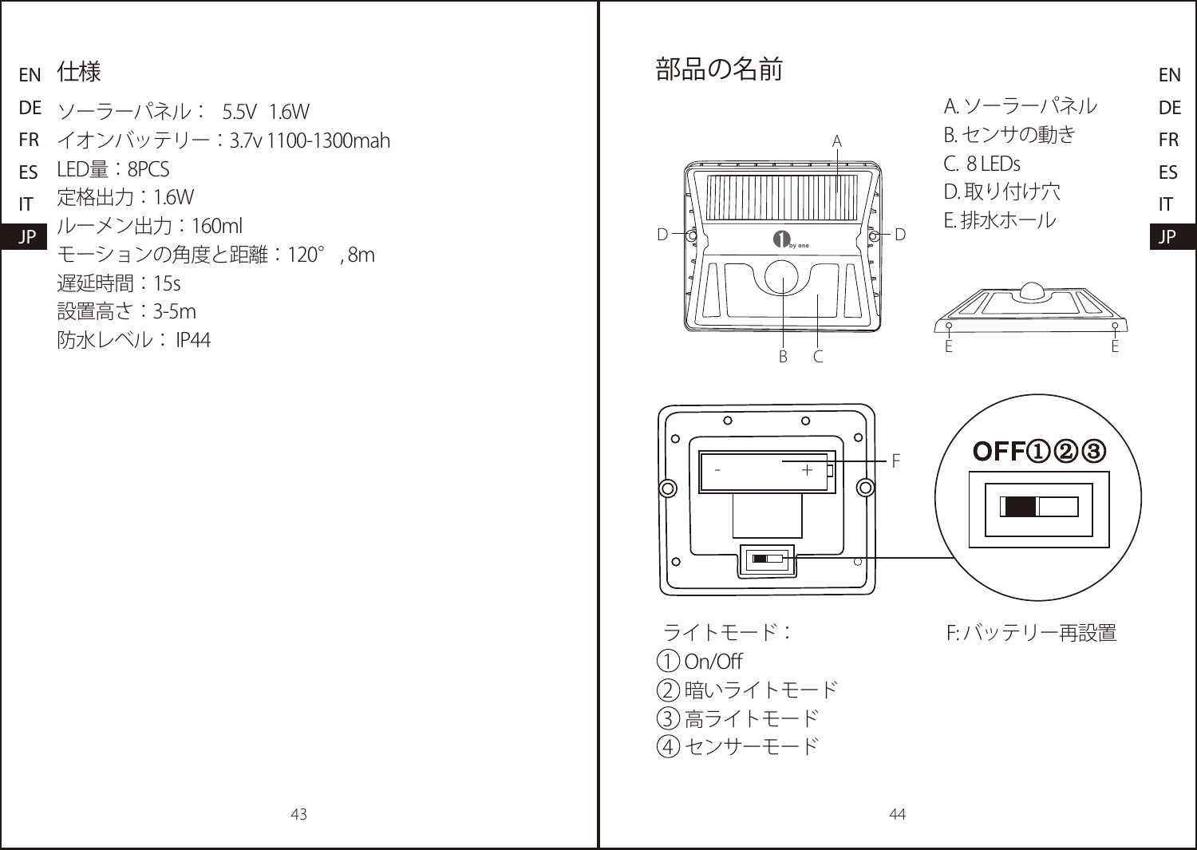# 仕様

ソーラーパネル： 5.5V 1.6W
イオンバッテリー：3.7v 1100-1300mah
LED量：8PCS
定格出力：1.6W
ルーメン出力：160ml
モーションの角度と距離：120°, 8m
遅延時間：15s
設置高さ：3-5m
防水レベル： IP44

# 部品の名前

A. ソーラーパネル
B. センサの動き
C. 8 LEDs
D. 取り付け穴
E. 排水ホール

F: バッテリー再設置

ライトモード：
① On/Off
② 暗いライトモード
③ 高ライトモード
④ センサーモード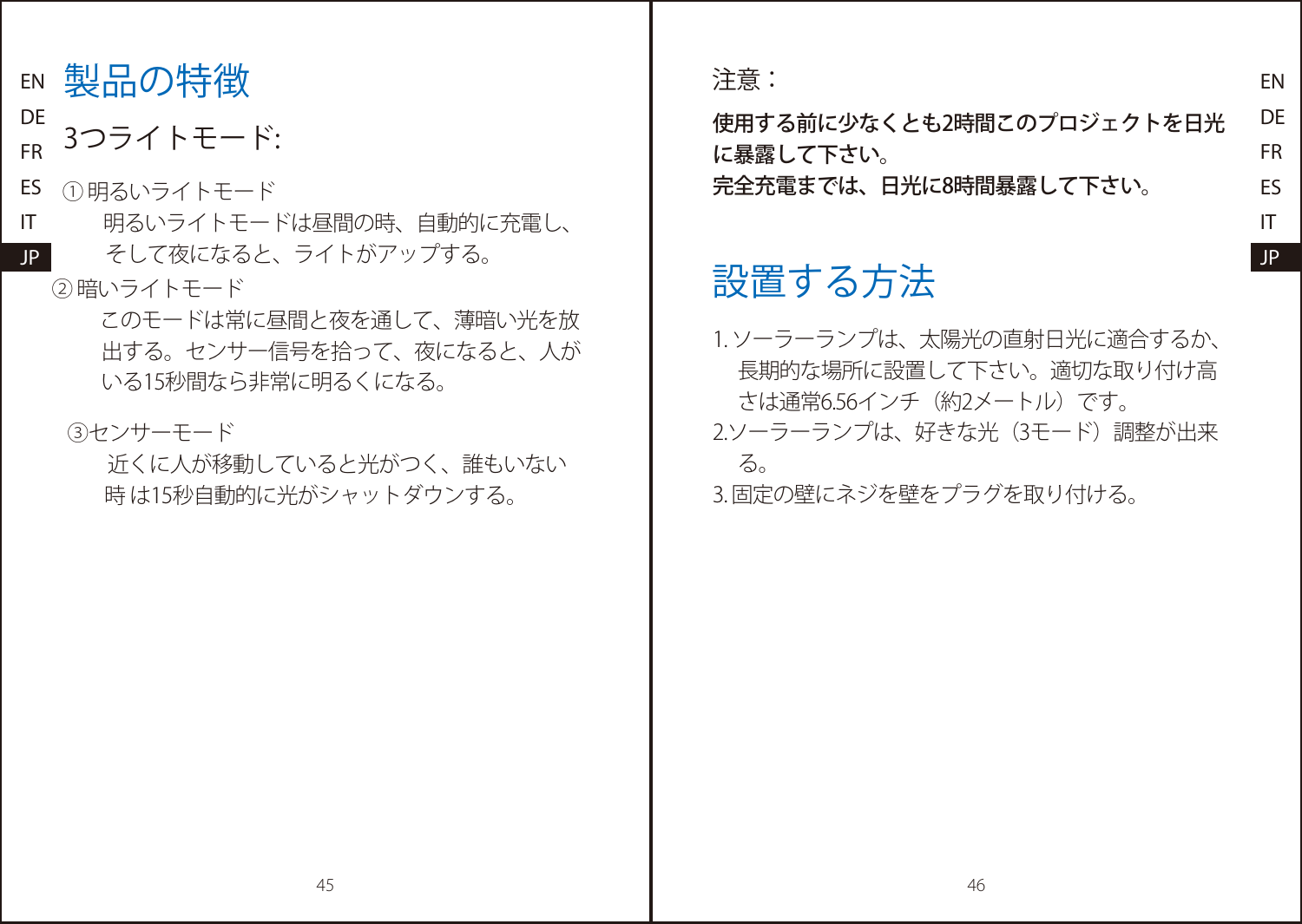# 製品の特徴

## 3つライトモード:

① 明るいライトモード

明るいライトモードは昼間の時、自動的に充電し、そして夜になると、ライトがアップする。

② 暗いライトモード

このモードは常に昼間と夜を通して、薄暗い光を放出する。センサー信号を拾って、夜になると、人がいる15秒間なら非常に明るくになる。

③センサーモード

近くに人が移動していると光がつく、誰もいない時 は15秒自動的に光がシャットダウンする。

注意：

**使用する前に少なくとも2時間このプロジェクトを日光に暴露して下さい。**
**完全充電までは、日光に8時間暴露して下さい。**

# 設置する方法

1. ソーラーランプは、太陽光の直射日光に適合するか、長期的な場所に設置して下さい。適切な取り付け高さは通常6.56インチ（約2メートル）です。
2. ソーラーランプは、好きな光（3モード）調整が出来る。
3. 固定の壁にネジを壁をプラグを取り付ける。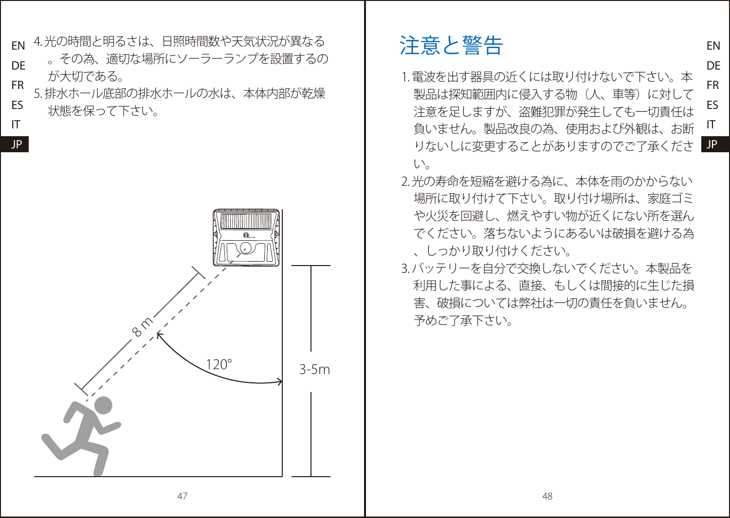4. 光の時間と明るさは、日照時間数や天気状況が異なる。その為、適切な場所にソーラーランプを設置するのが大切である。
5. 排水ホール底部の排水ホールの水は、本体内部が乾燥状態を保って下さい。

8 m

120°

3-5m

# 注意と警告

1. 電波を出す器具の近くには取り付けないで下さい。本製品は探知範囲内に侵入する物（人、車等）に対して注意を足しますが、盗難犯罪が発生しても一切責任は負いません。製品改良の為、使用および外観は、お断りないしに変更することがありますのでご了承ください。
2. 光の寿命を短縮を避ける為に、本体を雨のかからない場所に取り付けて下さい。取り付け場所は、家庭ゴミや火災を回避し、燃えやすい物が近くにない所を選んでください。落ちないようにあるいは破損を避ける為、しっかり取り付けください。
3. バッテリーを自分で交換しないでください。本製品を利用した事による、直接、もしくは間接的に生じた損害、破損については弊社は一切の責任を負いません。予めご了承下さい。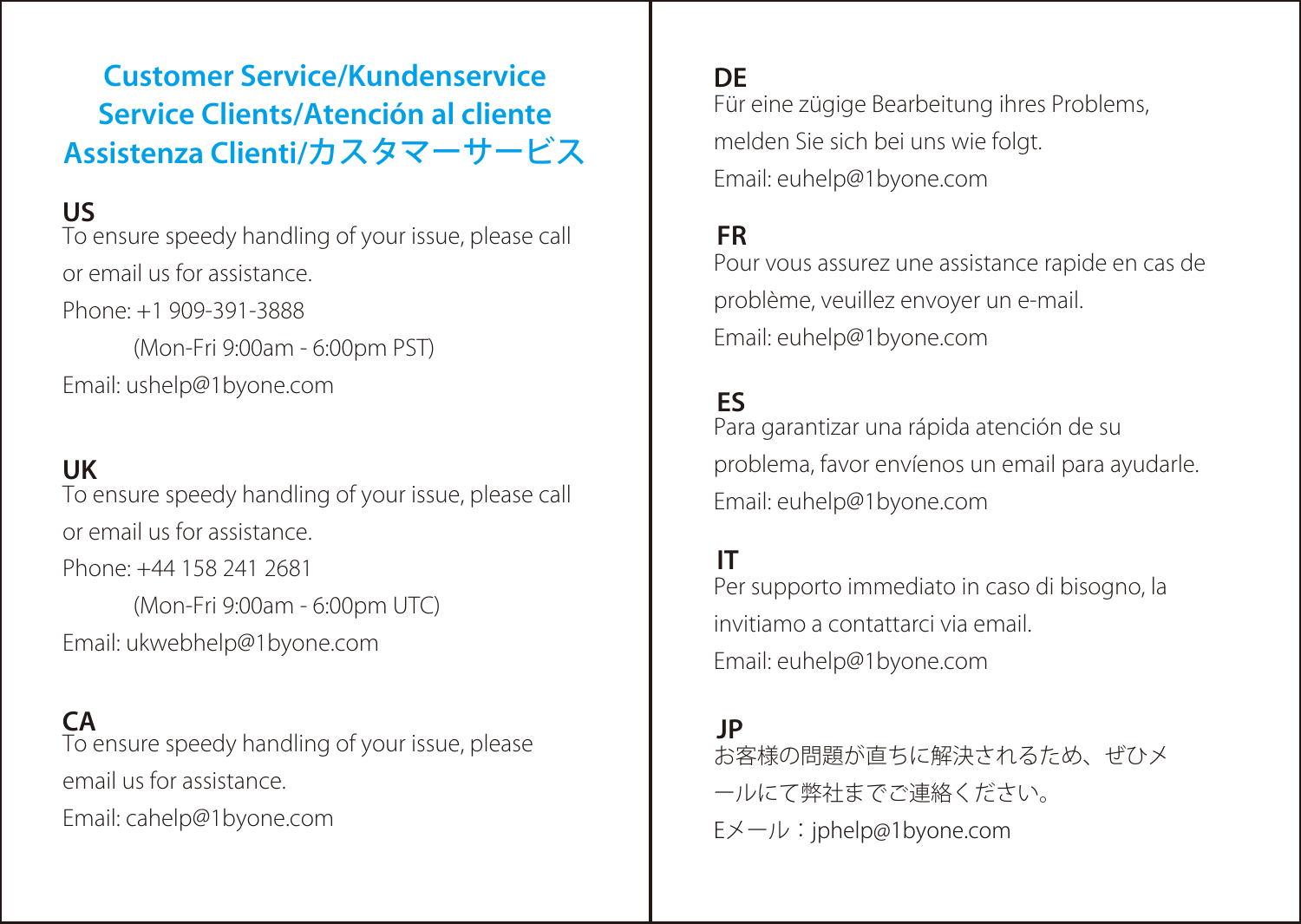# Customer Service/Kundenservice
# Service Clients/Atención al cliente
# Assistenza Clienti/カスタマーサービス

## US

To ensure speedy handling of your issue, please call or email us for assistance.

Phone: +1 909-391-3888

(Mon-Fri 9:00am - 6:00pm PST)

Email: ushelp@1byone.com

## UK

To ensure speedy handling of your issue, please call or email us for assistance.

Phone: +44 158 241 2681

(Mon-Fri 9:00am - 6:00pm UTC)

Email: ukwebhelp@1byone.com

## CA

To ensure speedy handling of your issue, please email us for assistance.

Email: cahelp@1byone.com

## DE

Für eine zügige Bearbeitung ihres Problems, melden Sie sich bei uns wie folgt.

Email: euhelp@1byone.com

## FR

Pour vous assurez une assistance rapide en cas de problème, veuillez envoyer un e-mail.

Email: euhelp@1byone.com

## ES

Para garantizar una rápida atención de su problema, favor envíenos un email para ayudarle.

Email: euhelp@1byone.com

## IT

Per supporto immediato in caso di bisogno, la invitiamo a contattarci via email.

Email: euhelp@1byone.com

## JP

お客様の問題が直ちに解決されるため、ぜひメールにて弊社までご連絡ください。

Eメール：jphelp@1byone.com